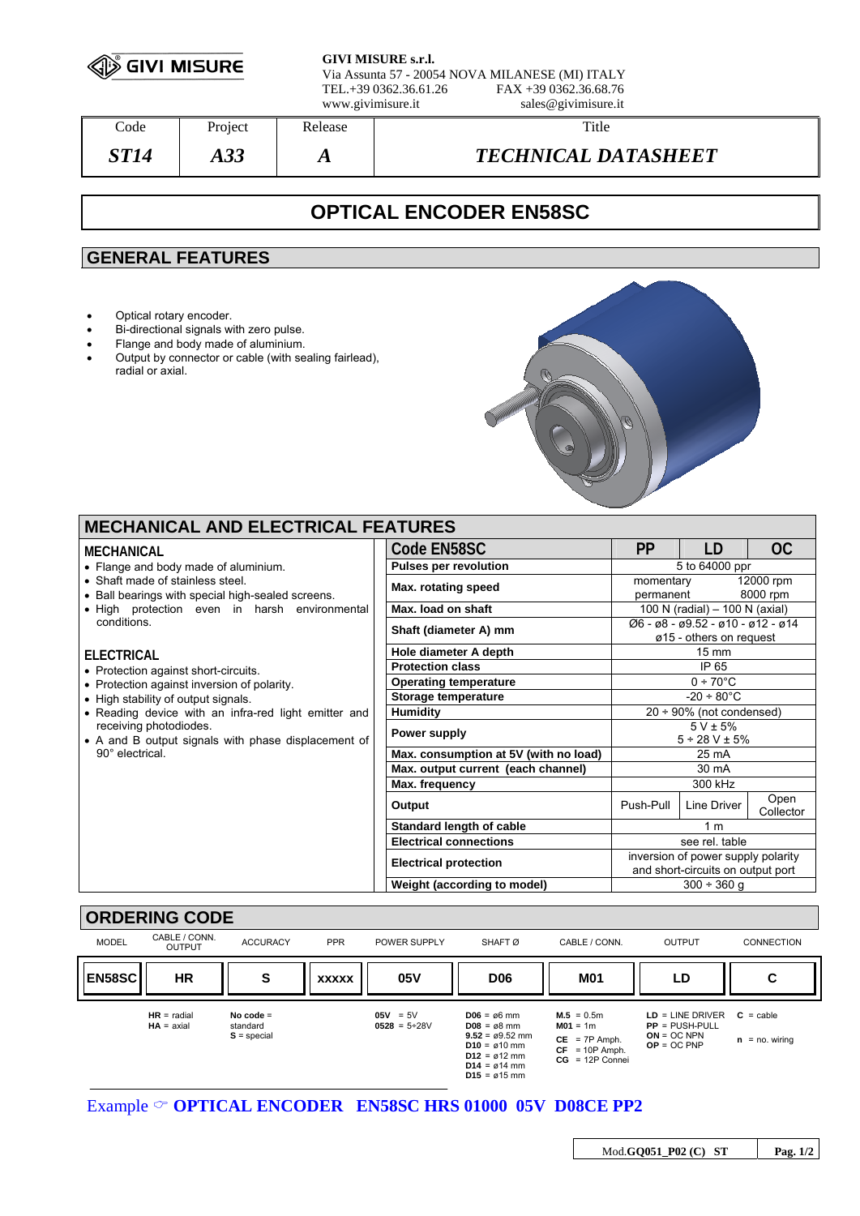GIVI MISURE

**GIVI MISURE s.r.l.**
Via Assunta 57 - 20054 NOVA MILANESE (MI) ITALY
TEL.+39 0362.36.61.26 FAX +39 0362.36.68.76
www.givimisure.it sales@givimisure.it

| Code | Project | Release | Title |
|---|---|---|---|
| ***ST14*** | ***A33*** | ***A*** | ***TECHNICAL DATASHEET*** |

# OPTICAL ENCODER EN58SC

## GENERAL FEATURES

- Optical rotary encoder.
- Bi-directional signals with zero pulse.
- Flange and body made of aluminium.
- Output by connector or cable (with sealing fairlead), radial or axial.

## MECHANICAL AND ELECTRICAL FEATURES

### MECHANICAL

- Flange and body made of aluminium.
- Shaft made of stainless steel.
- Ball bearings with special high-sealed screens.
- High protection even in harsh environmental conditions.

### ELECTRICAL

- Protection against short-circuits.
- Protection against inversion of polarity.
- High stability of output signals.
- Reading device with an infra-red light emitter and receiving photodiodes.
- A and B output signals with phase displacement of 90° electrical.

| Code EN58SC | PP | LD | OC |
|---|---|---|---|
| **Pulses per revolution** | 5 to 64000 ppr | | |
| **Max. rotating speed** | momentary 12000 rpm<br>permanent 8000 rpm | | |
| **Max. load on shaft** | 100 N (radial) – 100 N (axial) | | |
| **Shaft (diameter A) mm** | Ø6 - ø8 - ø9.52 - ø10 - ø12 - ø14<br>ø15 - others on request | | |
| **Hole diameter A depth** | 15 mm | | |
| **Protection class** | IP 65 | | |
| **Operating temperature** | 0 ÷ 70°C | | |
| **Storage temperature** | -20 ÷ 80°C | | |
| **Humidity** | 20 ÷ 90% (not condensed) | | |
| **Power supply** | 5 V ± 5%<br>5 ÷ 28 V ± 5% | | |
| **Max. consumption at 5V (with no load)** | 25 mA | | |
| **Max. output current (each channel)** | 30 mA | | |
| **Max. frequency** | 300 kHz | | |
| **Output** | Push-Pull | Line Driver | Open Collector |
| **Standard length of cable** | 1 m | | |
| **Electrical connections** | see rel. table | | |
| **Electrical protection** | inversion of power supply polarity and short-circuits on output port | | |
| **Weight (according to model)** | 300 ÷ 360 g | | |

## ORDERING CODE

| MODEL | CABLE / CONN. OUTPUT | ACCURACY | PPR | POWER SUPPLY | SHAFT Ø | CABLE / CONN. | OUTPUT | CONNECTION |
|---|---|---|---|---|---|---|---|---|
| **EN58SC** | **HR** | **S** | **XXXXX** | **05V** | **D06** | **M01** | **LD** | **C** |
| | **HR** = radial<br>**HA** = axial | **No code** = standard<br>**S** = special | | **05V** = 5V<br>**0528** = 5÷28V | **D06** = ø6 mm<br>**D08** = ø8 mm<br>**9.52** = ø9.52 mm<br>**D10** = ø10 mm<br>**D12** = ø12 mm<br>**D14** = ø14 mm<br>**D15** = ø15 mm | **M.5** = 0.5m<br>**M01** = 1m<br>**CE** = 7P Amph.<br>**CF** = 10P Amph.<br>**CG** = 12P Connei | **LD** = LINE DRIVER<br>**PP** = PUSH-PULL<br>**ON** = OC NPN<br>**OP** = OC PNP | **C** = cable<br>**n** = no. wiring |

Example ☞ **OPTICAL ENCODER EN58SC HRS 01000 05V D08CE PP2**

Mod.**GQ051_P02 (C) ST**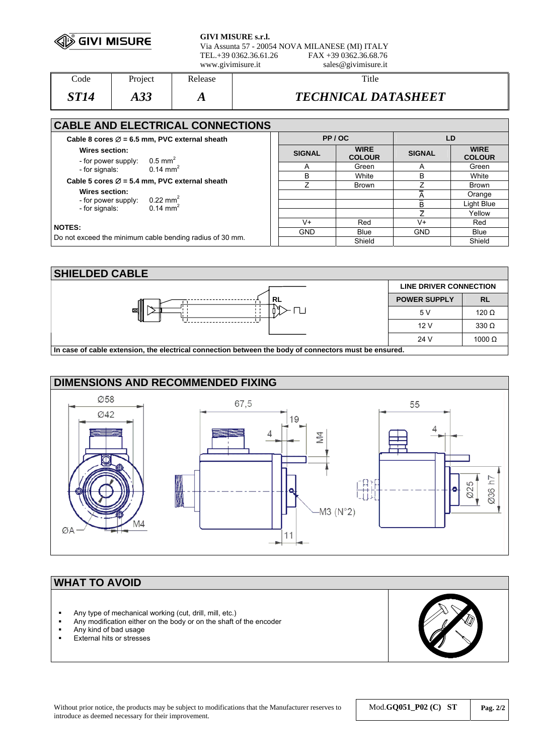**GIVI MISURE s.r.l.**
Via Assunta 57 - 20054 NOVA MILANESE (MI) ITALY
TEL.+39 0362.36.61.26 FAX +39 0362.36.68.76
www.givimisure.it sales@givimisure.it

| Code | Project | Release | Title |
|---|---|---|---|
| *ST14* | *A33* | *A* | *TECHNICAL DATASHEET* |

## CABLE AND ELECTRICAL CONNECTIONS

**Cable 8 cores ∅ = 6.5 mm, PVC external sheath**

**Wires section:**
- for power supply: 0.5 mm$^2$
- for signals: 0.14 mm$^2$

**Cable 5 cores ∅ = 5.4 mm, PVC external sheath**

**Wires section:**
- for power supply: 0.22 mm$^2$
- for signals: 0.14 mm$^2$

**NOTES:**
Do not exceed the minimum cable bending radius of 30 mm.

| PP / OC | | LD | |
|---|---|---|---|
| **SIGNAL** | **WIRE COLOUR** | **SIGNAL** | **WIRE COLOUR** |
| A | Green | A | Green |
| B | White | B | White |
| Z | Brown | Z | Brown |
| | | $\overline{A}$ | Orange |
| | | $\overline{B}$ | Light Blue |
| | | $\overline{Z}$ | Yellow |
| V+ | Red | V+ | Red |
| GND | Blue | GND | Blue |
| | Shield | | Shield |

## SHIELDED CABLE

RL

| LINE DRIVER CONNECTION | |
|---|---|
| **POWER SUPPLY** | **RL** |
| 5 V | 120 Ω |
| 12 V | 330 Ω |
| 24 V | 1000 Ω |

**In case of cable extension, the electrical connection between the body of connectors must be ensured.**

## DIMENSIONS AND RECOMMENDED FIXING

Ø58
Ø42
ØA
M4
67,5
19
4
M4
M3 (N°2)
11
55
4
Ø25
Ø36 h7

## WHAT TO AVOID

- Any type of mechanical working (cut, drill, mill, etc.)
- Any modification either on the body or on the shaft of the encoder
- Any kind of bad usage
- External hits or stresses

Without prior notice, the products may be subject to modifications that the Manufacturer reserves to introduce as deemed necessary for their improvement.

Mod.**GQ051_P02 (C) ST**